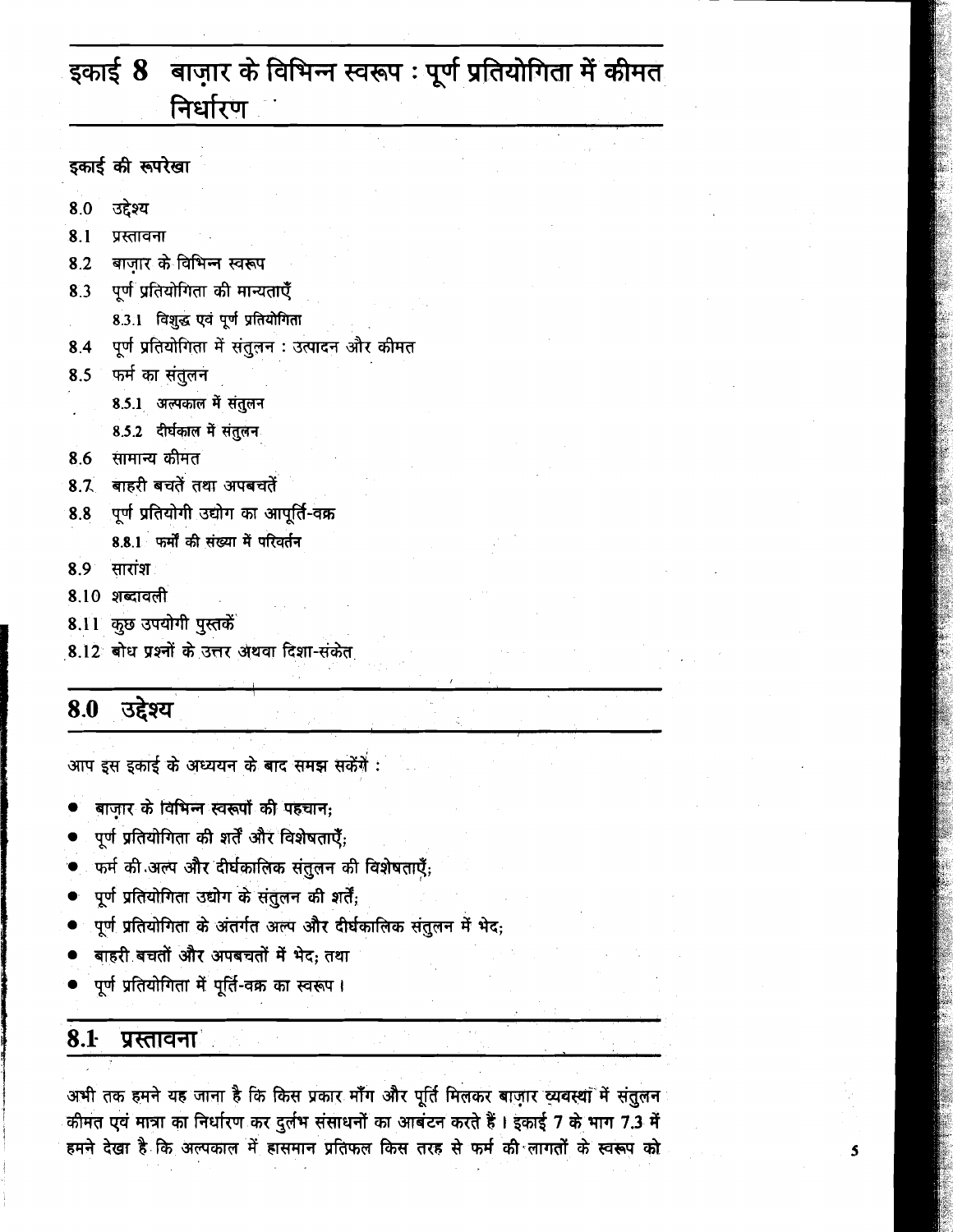# इकाई 8 बाज़ार के विभिन्न स्वरूप : पूर्ण प्रतियोगिता में कीमत निर्धारण

**इकाई की रूपरेखा**

- 8.0 उद्देश्य
- 8.1 प्रस्तावना
- 8.2 बाज़ार के विभिन्न स्वरूप
- 8.3 पूर्ण प्रतियोगिता की मान्यताएँ
  - 8.3.1 विशुद्ध एवं पूर्ण प्रतियोगिता
- 8.4 पूर्ण प्रतियोगिता में संतुलन : उत्पादन और कीमत
- 8.5 फर्म का संतुलन
  - 8.5.1 अल्पकाल में संतुलन
  - 8.5.2 दीर्घकाल में संतुलन
- 8.6 सामान्य कीमत
- 8.7 बाहरी बचतें तथा अपबचतें
- 8.8 पूर्ण प्रतियोगी उद्योग का आपूर्ति-वक्र
  - 8.8.1 फर्मों की संख्या में परिवर्तन
- 8.9 सारांश
- 8.10 शब्दावली
- 8.11 कुछ उपयोगी पुस्तकें
- 8.12 बोध प्रश्नों के उत्तर अथवा दिशा-संकेत

## 8.0 उद्देश्य

आप इस इकाई के अध्ययन के बाद समझ सकेंगे :

- बाज़ार के विभिन्न स्वरूपों की पहचान;
- पूर्ण प्रतियोगिता की शर्तें और विशेषताएँ;
- फर्म की अल्प और दीर्घकालिक संतुलन की विशेषताएँ;
- पूर्ण प्रतियोगिता उद्योग के संतुलन की शर्तें;
- पूर्ण प्रतियोगिता के अंतर्गत अल्प और दीर्घकालिक संतुलन में भेद;
- बाहरी बचतों और अपबचतों में भेद; तथा
- पूर्ण प्रतियोगिता में पूर्ति-वक्र का स्वरूप।

## 8.1 प्रस्तावना

अभी तक हमने यह जाना है कि किस प्रकार माँग और पूर्ति मिलकर बाज़ार व्यवस्था में संतुलन कीमत एवं मात्रा का निर्धारण कर दुर्लभ संसाधनों का आबंटन करते हैं। इकाई 7 के भाग 7.3 में हमने देखा है कि अल्पकाल में ह्रासमान प्रतिफल किस तरह से फर्म की लागतों के स्वरूप को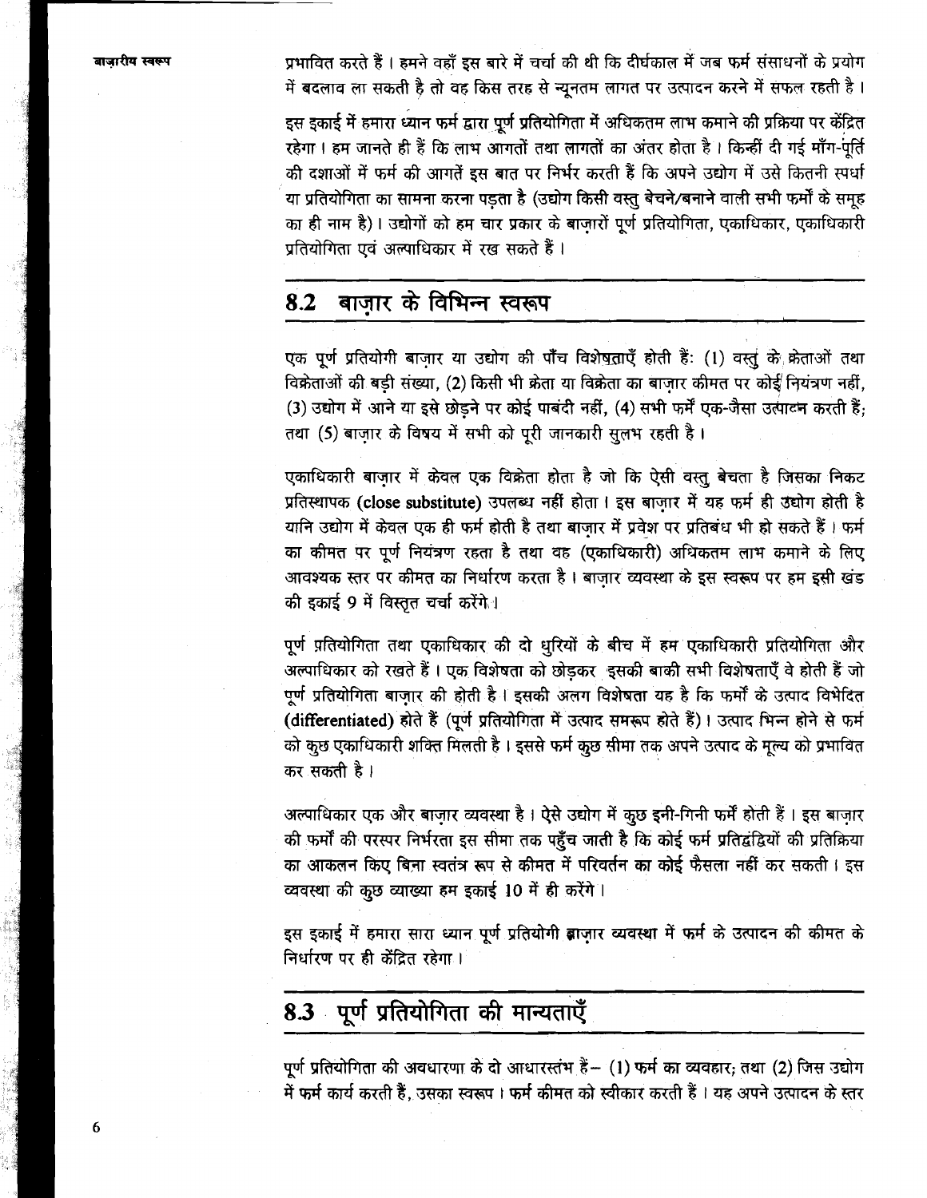प्रभावित करते हैं। हमने वहाँ इस बारे में चर्चा की थी कि दीर्घकाल में जब फर्म संसाधनों के प्रयोग में बदलाव ला सकती है तो वह किस तरह से न्यूनतम लागत पर उत्पादन करने में सफल रहती है।

इस इकाई में हमारा ध्यान फर्म द्वारा पूर्ण प्रतियोगिता में अधिकतम लाभ कमाने की प्रक्रिया पर केंद्रित रहेगा। हम जानते ही हैं कि लाभ आगतों तथा लागतों का अंतर होता है। किन्हीं दी गई माँग-पूर्ति की दशाओं में फर्म की आगतें इस बात पर निर्भर करती हैं कि अपने उद्योग में उसे कितनी स्पर्धा या प्रतियोगिता का सामना करना पड़ता है (उद्योग किसी वस्तु बेचने/बनाने वाली सभी फर्मों के समूह का ही नाम है)। उद्योगों को हम चार प्रकार के बाज़ारों पूर्ण प्रतियोगिता, एकाधिकार, एकाधिकारी प्रतियोगिता एवं अल्पाधिकार में रख सकते हैं।

## 8.2 बाज़ार के विभिन्न स्वरूप

एक पूर्ण प्रतियोगी बाज़ार या उद्योग की पाँच विशेषताएँ होती हैं: (1) वस्तु के क्रेताओं तथा विक्रेताओं की बड़ी संख्या, (2) किसी भी क्रेता या विक्रेता का बाज़ार कीमत पर कोई नियंत्रण नहीं, (3) उद्योग में आने या इसे छोड़ने पर कोई पाबंदी नहीं, (4) सभी फर्में एक-जैसा उत्पादन करती हैं; तथा (5) बाज़ार के विषय में सभी को पूरी जानकारी सुलभ रहती है।

एकाधिकारी बाज़ार में केवल एक विक्रेता होता है जो कि ऐसी वस्तु बेचता है जिसका निकट प्रतिस्थापक (**close substitute**) उपलब्ध नहीं होता। इस बाज़ार में यह फर्म ही उद्योग होती है यानि उद्योग में केवल एक ही फर्म होती है तथा बाज़ार में प्रवेश पर प्रतिबंध भी हो सकते हैं। फर्म का कीमत पर पूर्ण नियंत्रण रहता है तथा वह (एकाधिकारी) अधिकतम लाभ कमाने के लिए आवश्यक स्तर पर कीमत का निर्धारण करता है। बाज़ार व्यवस्था के इस स्वरूप पर हम इसी खंड की इकाई 9 में विस्तृत चर्चा करेंगे।

पूर्ण प्रतियोगिता तथा एकाधिकार की दो धुरियों के बीच में हम एकाधिकारी प्रतियोगिता और अल्पाधिकार को रखते हैं। एक विशेषता को छोड़कर इसकी बाकी सभी विशेषताएँ वे होती हैं जो पूर्ण प्रतियोगिता बाज़ार की होती है। इसकी अलग विशेषता यह है कि फर्मों के उत्पाद विभेदित (**differentiated**) होते हैं (पूर्ण प्रतियोगिता में उत्पाद समरूप होते हैं)। उत्पाद भिन्न होने से फर्म को कुछ एकाधिकारी शक्ति मिलती है। इससे फर्म कुछ सीमा तक अपने उत्पाद के मूल्य को प्रभावित कर सकती है।

अल्पाधिकार एक और बाज़ार व्यवस्था है। ऐसे उद्योग में कुछ इनी-गिनी फर्में होती हैं। इस बाज़ार की फर्मों की परस्पर निर्भरता इस सीमा तक पहुँच जाती है कि कोई फर्म प्रतिद्वंद्वियों की प्रतिक्रिया का आकलन किए बिना स्वतंत्र रूप से कीमत में परिवर्तन का कोई फैसला नहीं कर सकती। इस व्यवस्था की कुछ व्याख्या हम इकाई 10 में ही करेंगे।

इस इकाई में हमारा सारा ध्यान पूर्ण प्रतियोगी बाज़ार व्यवस्था में फर्म के उत्पादन की कीमत के निर्धारण पर ही केंद्रित रहेगा।

## 8.3 पूर्ण प्रतियोगिता की मान्यताएँ

पूर्ण प्रतियोगिता की अवधारणा के दो आधारस्तंभ हैं– (1) फर्म का व्यवहार; तथा (2) जिस उद्योग में फर्म कार्य करती हैं, उसका स्वरूप। फर्म कीमत को स्वीकार करती हैं। यह अपने उत्पादन के स्तर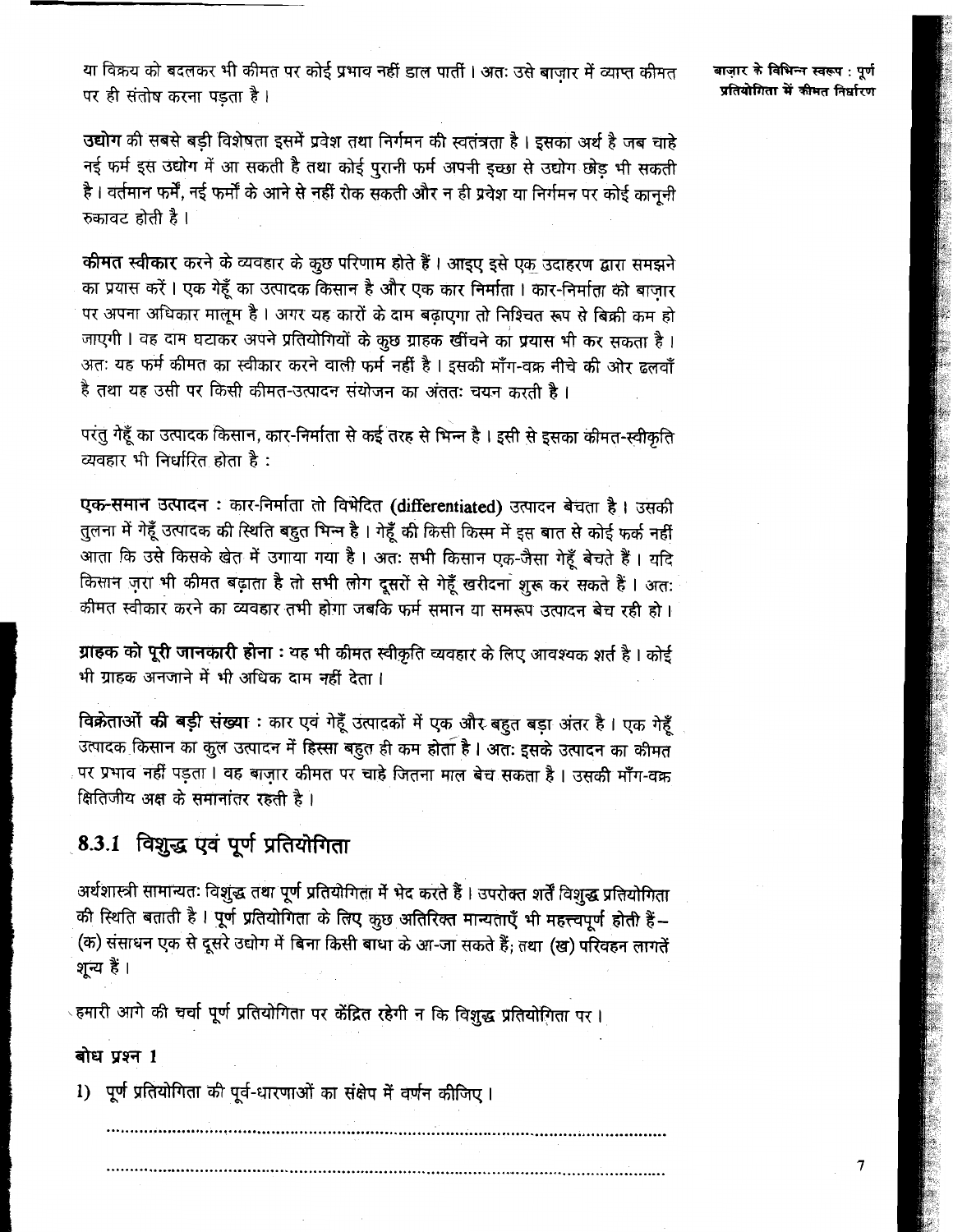या विक्रय को बदलकर भी कीमत पर कोई प्रभाव नहीं डाल पाती। अतः उसे बाज़ार में व्याप्त कीमत पर ही संतोष करना पड़ता है।

**उद्योग** की सबसे बड़ी विशेषता इसमें प्रवेश तथा निर्गमन की स्वतंत्रता है। इसका अर्थ है जब चाहे नई फर्म इस उद्योग में आ सकती है तथा कोई पुरानी फर्म अपनी इच्छा से उद्योग छोड़ भी सकती है। वर्तमान फर्में, नई फर्मों के आने से नहीं रोक सकती और न ही प्रवेश या निर्गमन पर कोई कानूनी रुकावट होती है।

**कीमत स्वीकार** करने के व्यवहार के कुछ परिणाम होते हैं। आइए इसे एक उदाहरण द्वारा समझने का प्रयास करें। एक गेहूँ का उत्पादक किसान है और एक कार निर्माता। कार-निर्माता को बाज़ार पर अपना अधिकार मालूम है। अगर यह कारों के दाम बढ़ाएगा तो निश्चित रूप से बिक्री कम हो जाएगी। वह दाम घटाकर अपने प्रतियोगियों के कुछ ग्राहक खींचने का प्रयास भी कर सकता है। अतः यह फर्म कीमत का स्वीकार करने वाली फर्म नहीं है। इसकी माँग-वक्र नीचे की ओर ढलवाँ है तथा यह उसी पर किसी कीमत-उत्पादन संयोजन का अंततः चयन करती है।

परंतु गेहूँ का उत्पादक किसान, कार-निर्माता से कई तरह से भिन्न है। इसी से इसका कीमत-स्वीकृति व्यवहार भी निर्धारित होता है :

**एक-समान उत्पादन :** कार-निर्माता तो विभेदित **(differentiated)** उत्पादन बेचता है। उसकी तुलना में गेहूँ उत्पादक की स्थिति बहुत भिन्न है। गेहूँ की किसी किस्म में इस बात से कोई फर्क नहीं आता कि उसे किसके खेत में उगाया गया है। अतः सभी किसान एक-जैसा गेहूँ बेचते हैं। यदि किसान ज़रा भी कीमत बढ़ाता है तो सभी लोग दूसरों से गेहूँ खरीदना शुरू कर सकते हैं। अतः कीमत स्वीकार करने का व्यवहार तभी होगा जबकि फर्म समान या समरूप उत्पादन बेच रही हो।

**ग्राहक को पूरी जानकारी होना :** यह भी कीमत स्वीकृति व्यवहार के लिए आवश्यक शर्त है। कोई भी ग्राहक अनजाने में भी अधिक दाम नहीं देता।

**विक्रेताओं की बड़ी संख्या :** कार एवं गेहूँ उत्पादकों में एक और बहुत बड़ा अंतर है। एक गेहूँ उत्पादक किसान का कुल उत्पादन में हिस्सा बहुत ही कम होता है। अतः इसके उत्पादन का कीमत पर प्रभाव नहीं पड़ता। वह बाज़ार कीमत पर चाहे जितना माल बेच सकता है। उसकी माँग-वक्र क्षितिजीय अक्ष के समानांतर रहती है।

## 8.3.1 विशुद्ध एवं पूर्ण प्रतियोगिता

अर्थशास्त्री सामान्यतः विशुद्ध तथा पूर्ण प्रतियोगिता में भेद करते हैं। उपरोक्त शर्तें विशुद्ध प्रतियोगिता की स्थिति बताती है। पूर्ण प्रतियोगिता के लिए कुछ अतिरिक्त मान्यताएँ भी महत्त्वपूर्ण होती हैं– (क) संसाधन एक से दूसरे उद्योग में बिना किसी बाधा के आ-जा सकते हैं; तथा (ख) परिवहन लागतें शून्य हैं।

हमारी आगे की चर्चा पूर्ण प्रतियोगिता पर केंद्रित रहेगी न कि विशुद्ध प्रतियोगिता पर।

### बोध प्रश्न 1

1) पूर्ण प्रतियोगिता की पूर्व-धारणाओं का संक्षेप में वर्णन कीजिए।

........................................................................................................................

........................................................................................................................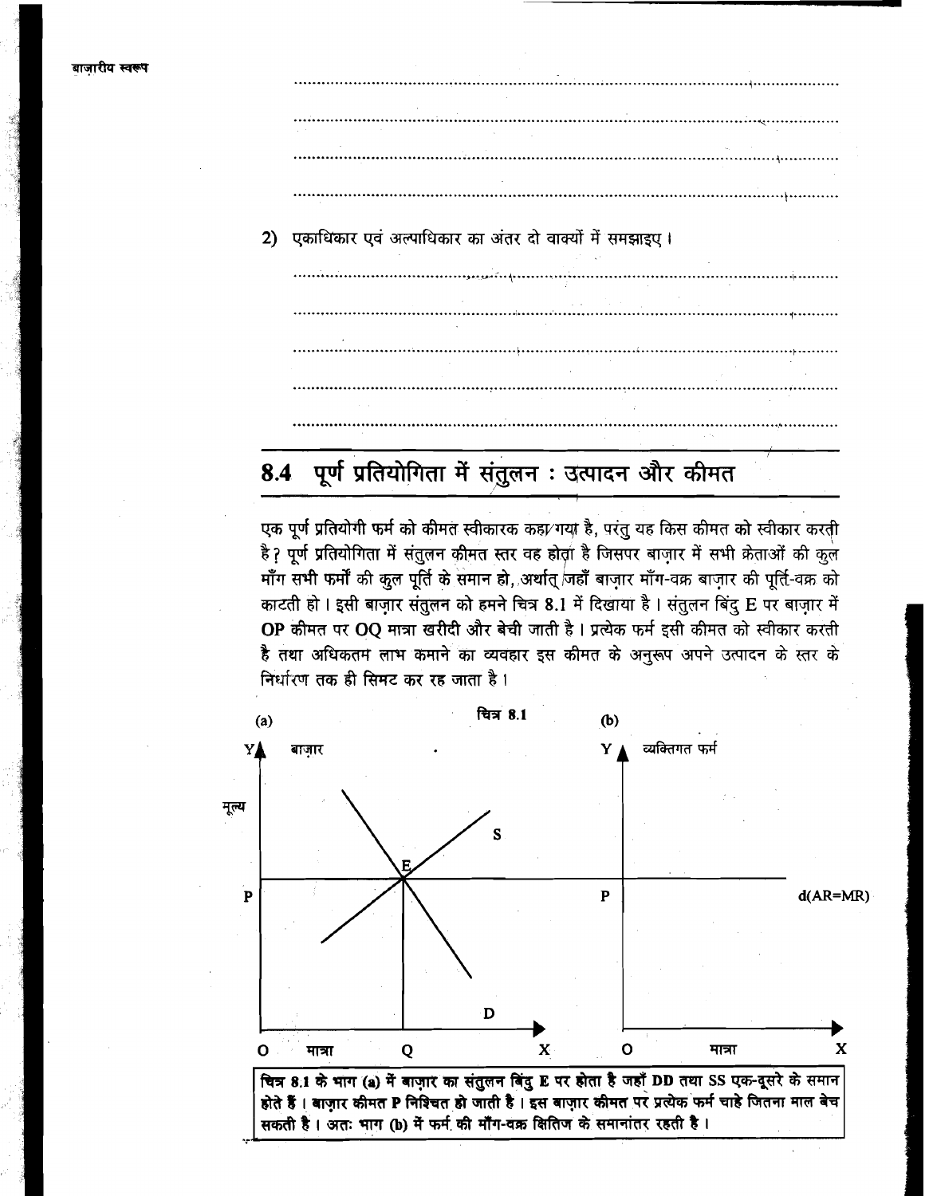2) एकाधिकार एवं अल्पाधिकार का अंतर दो वाक्यों में समझाइए।

## 8.4 पूर्ण प्रतियोगिता में संतुलन : उत्पादन और कीमत

एक पूर्ण प्रतियोगी फर्म को कीमत स्वीकारक कहा गया है, परंतु यह किस कीमत को स्वीकार करती है? पूर्ण प्रतियोगिता में संतुलन कीमत स्तर वह होता है जिसपर बाज़ार में सभी क्रेताओं की कुल माँग सभी फर्मों की कुल पूर्ति के समान हो, अर्थात् जहाँ बाज़ार माँग-वक्र बाज़ार की पूर्ति-वक्र को काटती हो। इसी बाज़ार संतुलन को हमने चित्र 8.1 में दिखाया है। संतुलन बिंदु E पर बाज़ार में OP कीमत पर OQ मात्रा खरीदी और बेची जाती है। प्रत्येक फर्म इसी कीमत को स्वीकार करती है तथा अधिकतम लाभ कमाने का व्यवहार इस कीमत के अनुरूप अपने उत्पादन के स्तर के निर्धारण तक ही सिमट कर रह जाता है।

चित्र 8.1

(a) बाज़ार — Y: मूल्य, X: मात्रा; वक्र D, S; बिंदु E, P, Q, O

(b) व्यक्तिगत फर्म — Y, X: मात्रा; P, d(AR=MR), O

**चित्र 8.1 के भाग (a) में बाज़ार का संतुलन बिंदु E पर होता है जहाँ DD तथा SS एक-दूसरे के समान होते हैं। बाज़ार कीमत P निश्चित हो जाती है। इस बाज़ार कीमत पर प्रत्येक फर्म चाहे जितना माल बेच सकती है। अतः भाग (b) में फर्म की माँग-वक्र क्षितिज के समानांतर रहती है।**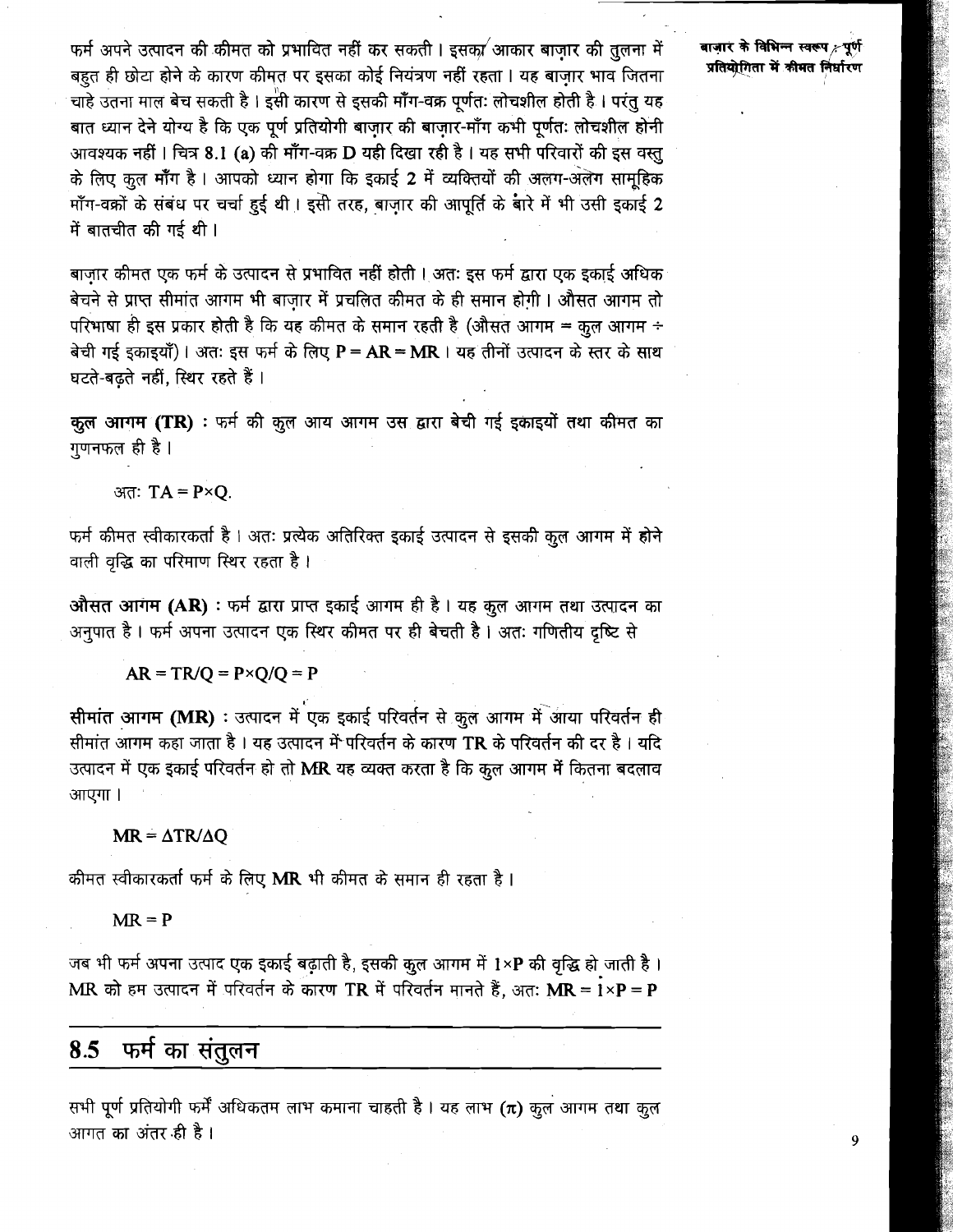फर्म अपने उत्पादन की कीमत को प्रभावित नहीं कर सकती। इसका आकार बाज़ार की तुलना में बहुत ही छोटा होने के कारण कीमत पर इसका कोई नियंत्रण नहीं रहता। यह बाज़ार भाव जितना चाहे उतना माल बेच सकती है। इसी कारण से इसकी माँग-वक्र पूर्णतः लोचशील होती है। परंतु यह बात ध्यान देने योग्य है कि एक पूर्ण प्रतियोगी बाज़ार की बाज़ार-माँग कभी पूर्णतः लोचशील होनी आवश्यक नहीं। चित्र **8.1 (a)** की माँग-वक्र **D** यही दिखा रही है। यह सभी परिवारों की इस वस्तु के लिए कुल माँग है। आपको ध्यान होगा कि इकाई 2 में व्यक्तियों की अलग-अलग सामूहिक माँग-वक्रों के संबंध पर चर्चा हुई थी। इसी तरह, बाज़ार की आपूर्ति के बारे में भी उसी इकाई 2 में बातचीत की गई थी।

बाज़ार कीमत एक फर्म के उत्पादन से प्रभावित नहीं होती। अतः इस फर्म द्वारा एक इकाई अधिक बेचने से प्राप्त सीमांत आगम भी बाज़ार में प्रचलित कीमत के ही समान होगी। औसत आगम तो परिभाषा ही इस प्रकार होती है कि यह कीमत के समान रहती है (औसत आगम = कुल आगम ÷ बेची गई इकाइयाँ)। अतः इस फर्म के लिए $P = AR = MR$। यह तीनों उत्पादन के स्तर के साथ घटते-बढ़ते नहीं, स्थिर रहते हैं।

**कुल आगम (TR)** : फर्म की कुल आय आगम उस द्वारा बेची गई इकाइयों तथा कीमत का गुणनफल ही है।

अतः $TA = P \times Q$.

फर्म कीमत स्वीकारकर्ता है। अतः प्रत्येक अतिरिक्त इकाई उत्पादन से इसकी कुल आगम में होने वाली वृद्धि का परिमाण स्थिर रहता है।

**औसत आगम (AR)** : फर्म द्वारा प्राप्त इकाई आगम ही है। यह कुल आगम तथा उत्पादन का अनुपात है। फर्म अपना उत्पादन एक स्थिर कीमत पर ही बेचती है। अतः गणितीय दृष्टि से

$$AR = TR/Q = P \times Q/Q = P$$

**सीमांत आगम (MR)** : उत्पादन में एक इकाई परिवर्तन से कुल आगम में आया परिवर्तन ही सीमांत आगम कहा जाता है। यह उत्पादन में परिवर्तन के कारण **TR** के परिवर्तन की दर है। यदि उत्पादन में एक इकाई परिवर्तन हो तो **MR** यह व्यक्त करता है कि कुल आगम में कितना बदलाव आएगा।

$$MR = \Delta TR/\Delta Q$$

कीमत स्वीकारकर्ता फर्म के लिए **MR** भी कीमत के समान ही रहता है।

$$MR = P$$

जब भी फर्म अपना उत्पाद एक इकाई बढ़ाती है, इसकी कुल आगम में $1 \times P$ की वृद्धि हो जाती है। **MR** को हम उत्पादन में परिवर्तन के कारण **TR** में परिवर्तन मानते हैं, अतः $MR = 1 \times P = P$

## 8.5 फर्म का संतुलन

सभी पूर्ण प्रतियोगी फर्में अधिकतम लाभ कमाना चाहती है। यह लाभ ($\pi$) कुल आगम तथा कुल आगत का अंतर ही है।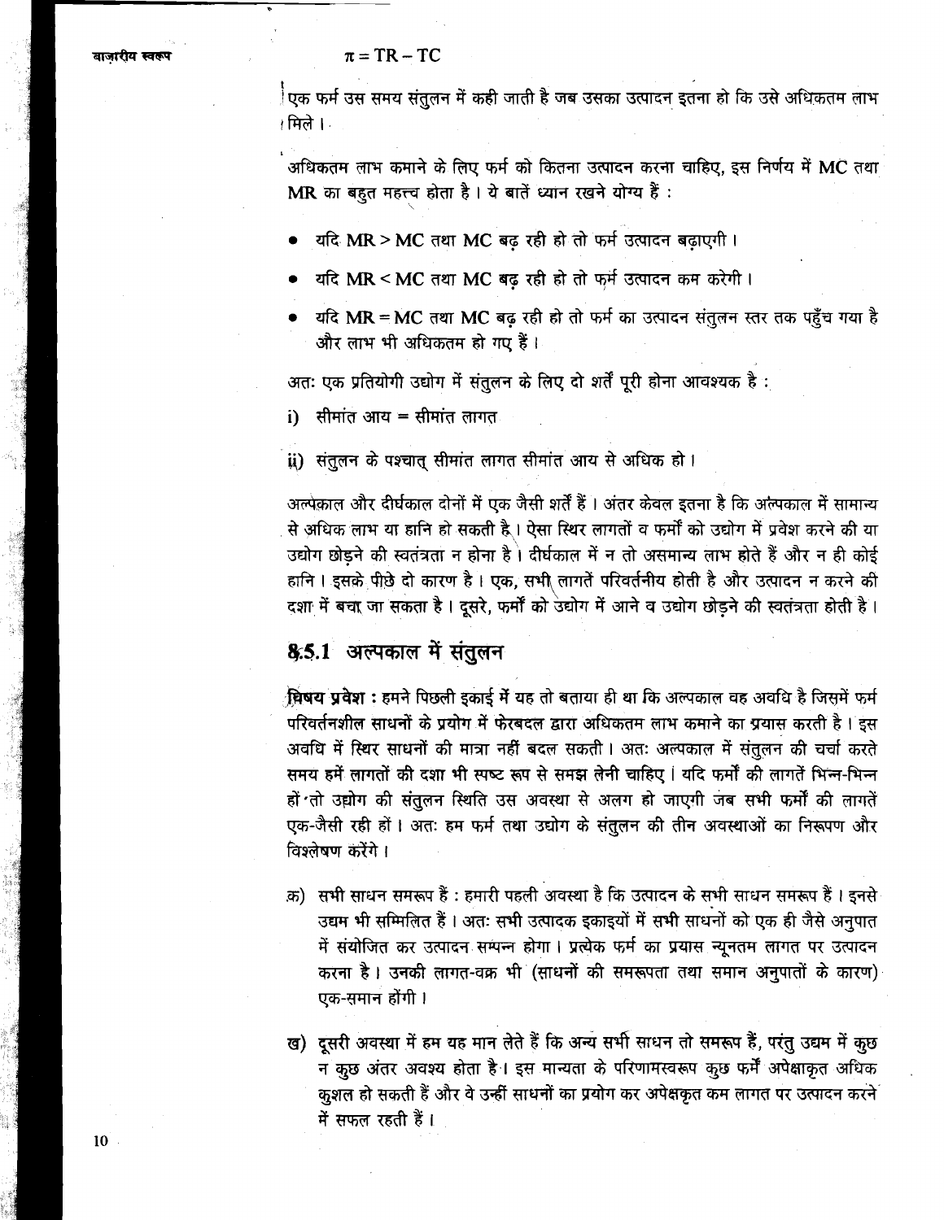$$\pi = TR - TC$$

एक फर्म उस समय संतुलन में कही जाती है जब उसका उत्पादन इतना हो कि उसे अधिकतम लाभ मिले।

अधिकतम लाभ कमाने के लिए फर्म को कितना उत्पादन करना चाहिए, इस निर्णय में MC तथा MR का बहुत महत्त्व होता है। ये बातें ध्यान रखने योग्य हैं :

- यदि MR > MC तथा MC बढ़ रही हो तो फर्म उत्पादन बढ़ाएगी।
- यदि MR < MC तथा MC बढ़ रही हो तो फर्म उत्पादन कम करेगी।
- यदि MR = MC तथा MC बढ़ रही हो तो फर्म का उत्पादन संतुलन स्तर तक पहुँच गया है और लाभ भी अधिकतम हो गए हैं।

अतः एक प्रतियोगी उद्योग में संतुलन के लिए दो शर्तें पूरी होना आवश्यक है :

i) सीमांत आय = सीमांत लागत

ii) संतुलन के पश्चात् सीमांत लागत सीमांत आय से अधिक हो।

अल्पकाल और दीर्घकाल दोनों में एक जैसी शर्तें हैं। अंतर केवल इतना है कि अल्पकाल में सामान्य से अधिक लाभ या हानि हो सकती है। ऐसा स्थिर लागतों व फर्मों को उद्योग में प्रवेश करने की या उद्योग छोड़ने की स्वतंत्रता न होना है। दीर्घकाल में न तो असमान्य लाभ होते हैं और न ही कोई हानि। इसके पीछे दो कारण है। एक, सभी लागतें परिवर्तनीय होती है और उत्पादन न करने की दशा में बचा जा सकता है। दूसरे, फर्मों को उद्योग में आने व उद्योग छोड़ने की स्वतंत्रता होती है।

## 8.5.1 अल्पकाल में संतुलन

**विषय प्रवेश :** हमने पिछली इकाई में यह तो बताया ही था कि अल्पकाल वह अवधि है जिसमें फर्म परिवर्तनशील साधनों के प्रयोग में फेरबदल द्वारा अधिकतम लाभ कमाने का प्रयास करती है। इस अवधि में स्थिर साधनों की मात्रा नहीं बदल सकती। अतः अल्पकाल में संतुलन की चर्चा करते समय हमें लागतों की दशा भी स्पष्ट रूप से समझ लेनी चाहिए। यदि फर्मों की लागतें भिन्न-भिन्न हों तो उद्योग की संतुलन स्थिति उस अवस्था से अलग हो जाएगी जब सभी फर्मों की लागतें एक-जैसी रही हों। अतः हम फर्म तथा उद्योग के संतुलन की तीन अवस्थाओं का निरूपण और विश्लेषण करेंगे।

क) सभी साधन समरूप हैं : हमारी पहली अवस्था है कि उत्पादन के सभी साधन समरूप हैं। इनसे उद्यम भी सम्मिलित हैं। अतः सभी उत्पादक इकाइयों में सभी साधनों को एक ही जैसे अनुपात में संयोजित कर उत्पादन सम्पन्न होगा। प्रत्येक फर्म का प्रयास न्यूनतम लागत पर उत्पादन करना है। उनकी लागत-वक्र भी (साधनों की समरूपता तथा समान अनुपातों के कारण) एक-समान होंगी।

ख) दूसरी अवस्था में हम यह मान लेते हैं कि अन्य सभी साधन तो समरूप हैं, परंतु उद्यम में कुछ न कुछ अंतर अवश्य होता है। इस मान्यता के परिणामस्वरूप कुछ फर्में अपेक्षाकृत अधिक कुशल हो सकती हैं और वे उन्हीं साधनों का प्रयोग कर अपेक्षकृत कम लागत पर उत्पादन करने में सफल रहती हैं।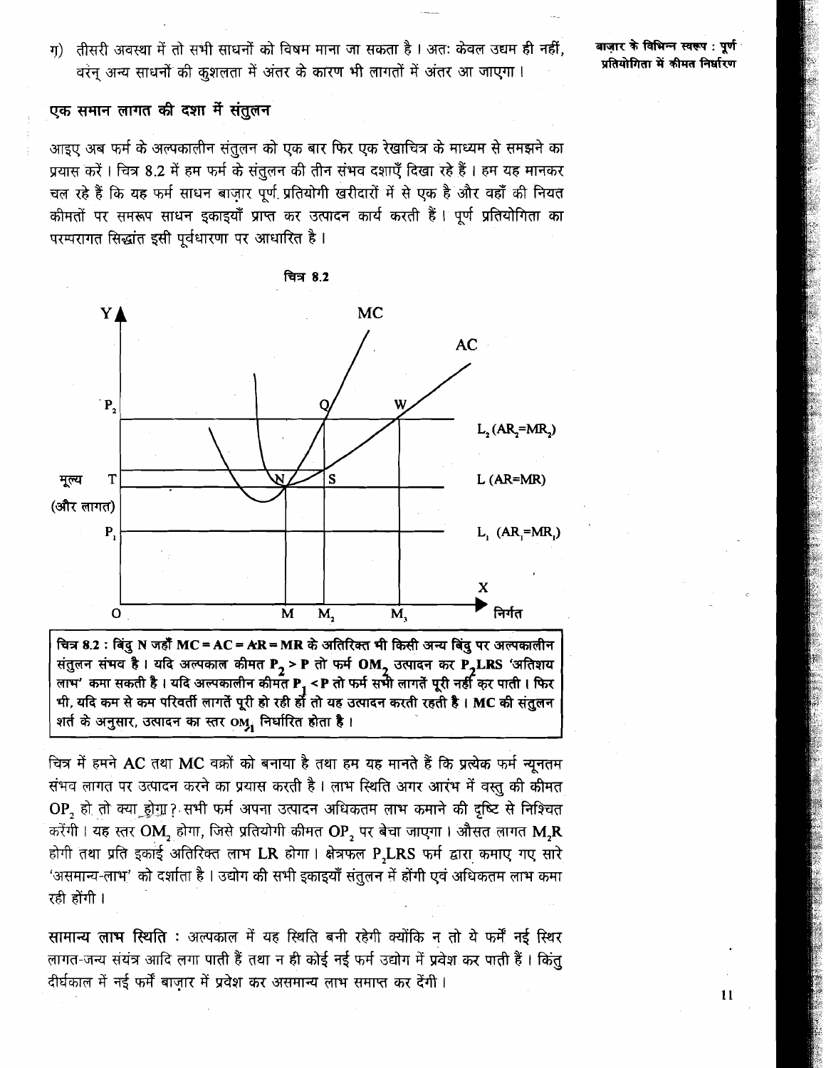ग) तीसरी अवस्था में तो सभी साधनों को विषम माना जा सकता है । अतः केवल उद्यम ही नहीं, वरन् अन्य साधनों की कुशलता में अंतर के कारण भी लागतों में अंतर आ जाएगा ।

## एक समान लागत की दशा में संतुलन

आइए अब फर्म के अल्पकालीन संतुलन को एक बार फिर एक रेखाचित्र के माध्यम से समझने का प्रयास करें । चित्र 8.2 में हम फर्म के संतुलन की तीन संभव दशाएँ दिखा रहे हैं । हम यह मानकर चल रहे हैं कि यह फर्म साधन बाज़ार पूर्ण प्रतियोगी खरीदारों में से एक है और वहाँ की नियत कीमतों पर समरूप साधन इकाइयाँ प्राप्त कर उत्पादन कार्य करती हैं । पूर्ण प्रतियोगिता का परम्परागत सिद्धांत इसी पूर्वधारणा पर आधारित है ।

चित्र 8.2

**चित्र 8.2 : बिंदु N जहाँ MC = AC = AR = MR के अतिरिक्त भी किसी अन्य बिंदु पर अल्पकालीन संतुलन संभव है । यदि अल्पकाल कीमत $P_2 > P$ तो फर्म $OM_2$ उत्पादन कर $P_2LRS$ 'अतिशय लाभ' कमा सकती है । यदि अल्पकालीन कीमत $P_1 < P$ तो फर्म सभी लागतें पूरी नहीं कर पाती । फिर भी, यदि कम से कम परिवर्ती लागतें पूरी हो रही हों तो यह उत्पादन करती रहती है । MC की संतुलन शर्त के अनुसार, उत्पादन का स्तर $OM_1$ निर्धारित होता है ।**

चित्र में हमने AC तथा MC वक्रों को बनाया है तथा हम यह मानते हैं कि प्रत्येक फर्म न्यूनतम संभव लागत पर उत्पादन करने का प्रयास करती है । लाभ स्थिति अगर आरंभ में वस्तु की कीमत $OP_2$ हो तो क्या होगा? सभी फर्म अपना उत्पादन अधिकतम लाभ कमाने की दृष्टि से निश्चित करेंगी । यह स्तर $OM_2$ होगा, जिसे प्रतियोगी कीमत $OP_2$ पर बेचा जाएगा । औसत लागत $M_2R$ होगी तथा प्रति इकाई अतिरिक्त लाभ LR होगा । क्षेत्रफल $P_2LRS$ फर्म द्वारा कमाए गए सारे 'असमान्य-लाभ' को दर्शाता है । उद्योग की सभी इकाइयाँ संतुलन में होंगी एवं अधिकतम लाभ कमा रही होंगी ।

**सामान्य लाभ स्थिति** : अल्पकाल में यह स्थिति बनी रहेगी क्योंकि न तो ये फर्में नई स्थिर लागत-जन्य संयंत्र आदि लगा पाती हैं तथा न ही कोई नई फर्म उद्योग में प्रवेश कर पाती हैं । किंतु दीर्घकाल में नई फर्में बाज़ार में प्रवेश कर असमान्य लाभ समाप्त कर देंगी ।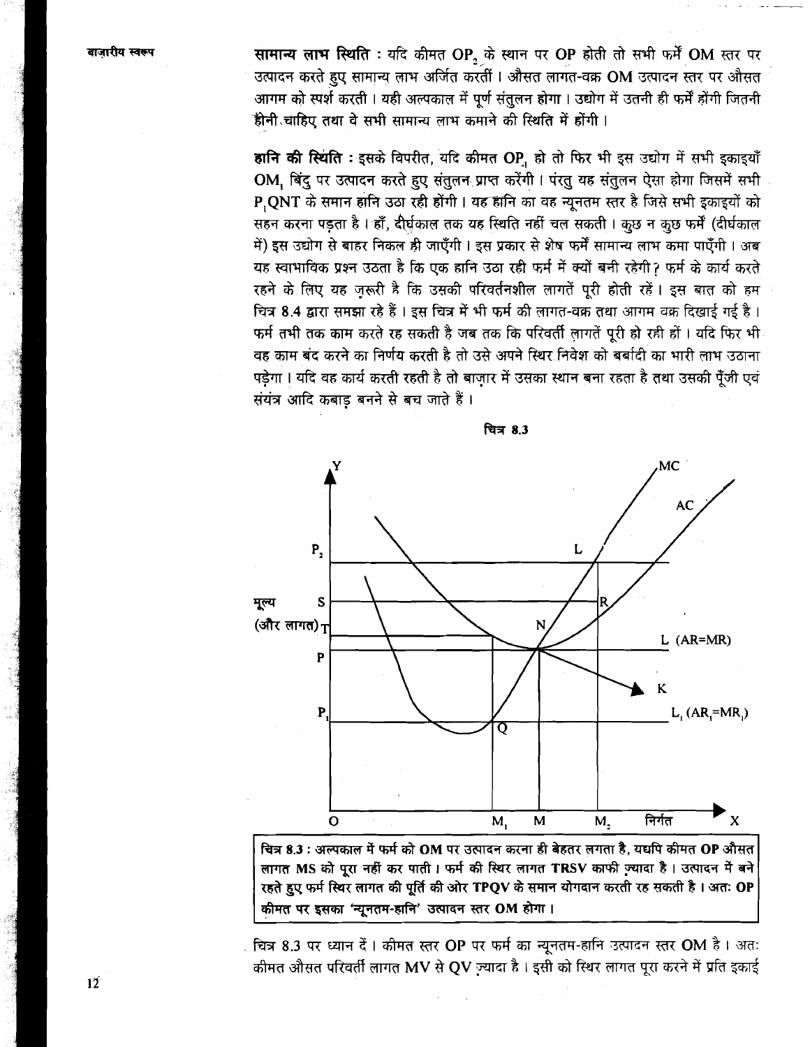**सामान्य लाभ स्थिति** : यदि कीमत $OP_2$ के स्थान पर OP होती तो सभी फर्में OM स्तर पर उत्पादन करते हुए सामान्य लाभ अर्जित करतीं। औसत लागत-वक्र OM उत्पादन स्तर पर औसत आगम को स्पर्श करती। यही अल्पकाल में पूर्ण संतुलन होगा। उद्योग में उतनी ही फर्में होंगी जितनी होनी चाहिए तथा वे सभी सामान्य लाभ कमाने की स्थिति में होंगी।

**हानि की स्थिति** : इसके विपरीत, यदि कीमत $OP_1$ हो तो फिर भी इस उद्योग में सभी इकाइयाँ $OM_1$ बिंदु पर उत्पादन करते हुए संतुलन प्राप्त करेंगी। परंतु यह संतुलन ऐसा होगा जिसमें सभी $P_1QNT$ के समान हानि उठा रही होंगी। यह हानि का वह न्यूनतम स्तर है जिसे सभी इकाइयों को सहन करना पड़ता है। हाँ, दीर्घकाल तक यह स्थिति नहीं चल सकती। कुछ न कुछ फर्में (दीर्घकाल में) इस उद्योग से बाहर निकल ही जाएँगी। इस प्रकार से शेष फर्में सामान्य लाभ कमा पाएँगी। अब यह स्वाभाविक प्रश्न उठता है कि एक हानि उठा रही फर्म में क्यों बनी रहेगी? फर्म के कार्य करते रहने के लिए यह ज़रूरी है कि उसकी परिवर्तनशील लागतें पूरी होती रहें। इस बात को हम चित्र 8.4 द्वारा समझा रहे हैं। इस चित्र में भी फर्म की लागत-वक्र तथा आगम वक्र दिखाई गई है। फर्म तभी तक काम करते रह सकती है जब तक कि परिवर्ती लागतें पूरी हो रही हों। यदि फिर भी वह काम बंद करने का निर्णय करती है तो उसे अपने स्थिर निवेश को बर्बादी का भारी लाभ उठाना पड़ेगा। यदि वह कार्य करती रहती है तो बाज़ार में उसका स्थान बना रहता है तथा उसकी पूँजी एवं संयंत्र आदि कबाड़ बनने से बच जाते हैं।

चित्र 8.3

चित्र 8.3 : अल्पकाल में फर्म को OM पर उत्पादन करना ही बेहतर लगता है, यद्यपि कीमत OP औसत लागत MS को पूरा नहीं कर पाती। फर्म की स्थिर लागत TRSV काफी ज़्यादा है। उत्पादन में बने रहते हुए फर्म स्थिर लागत की पूर्ति की ओर TPQV के समान योगदान करती रह सकती है। अतः OP कीमत पर इसका 'न्यूनतम-हानि' उत्पादन स्तर OM होगा।

चित्र 8.3 पर ध्यान दें। कीमत स्तर OP पर फर्म का न्यूनतम-हानि उत्पादन स्तर OM है। अतः कीमत औसत परिवर्ती लागत MV से QV ज़्यादा है। इसी को स्थिर लागत पूरा करने में प्रति इकाई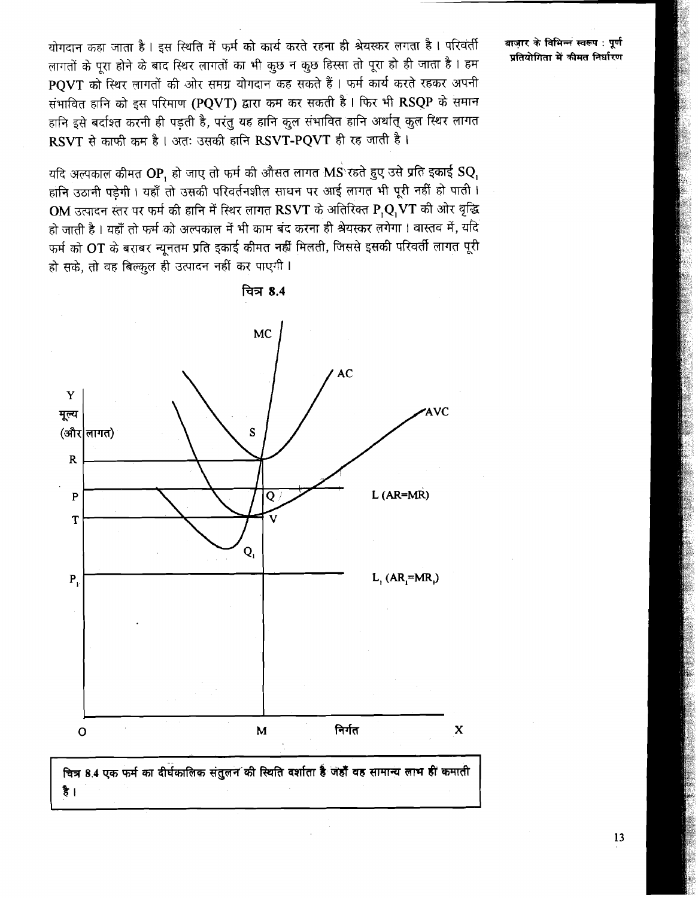योगदान कहा जाता है। इस स्थिति में फर्म को कार्य करते रहना ही श्रेयस्कर लगता है। परिवर्ती लागतों के पूरा होने के बाद स्थिर लागतों का भी कुछ न कुछ हिस्सा तो पूरा हो ही जाता है। हम PQVT को स्थिर लागतों की ओर समग्र योगदान कह सकते हैं। फर्म कार्य करते रहकर अपनी संभावित हानि को इस परिमाण (PQVT) द्वारा कम कर सकती है। फिर भी RSQP के समान हानि इसे बर्दाश्त करनी ही पड़ती है, परंतु यह हानि कुल संभावित हानि अर्थात् कुल स्थिर लागत RSVT से काफी कम है। अतः उसकी हानि RSVT-PQVT ही रह जाती है।

यदि अल्पकाल कीमत $OP_1$ हो जाए तो फर्म की औसत लागत MS रहते हुए उसे प्रति इकाई $SQ_1$ हानि उठानी पड़ेगी। यहाँ तो उसकी परिवर्तनशील साधन पर आई लागत भी पूरी नहीं हो पाती। OM उत्पादन स्तर पर फर्म की हानि में स्थिर लागत RSVT के अतिरिक्त $P_1Q_1VT$ की ओर वृद्धि हो जाती है। यहाँ तो फर्म को अल्पकाल में भी काम बंद करना ही श्रेयस्कर लगेगा। वास्तव में, यदि फर्म को OT के बराबर न्यूनतम प्रति इकाई कीमत नहीं मिलती, जिससे इसकी परिवर्ती लागत पूरी हो सके, तो वह बिल्कुल ही उत्पादन नहीं कर पाएगी।

चित्र 8.4

चित्र 8.4 एक फर्म का दीर्घकालिक संतुलन की स्थिति दर्शाता है जहाँ वह सामान्य लाभ हीं कमाती है।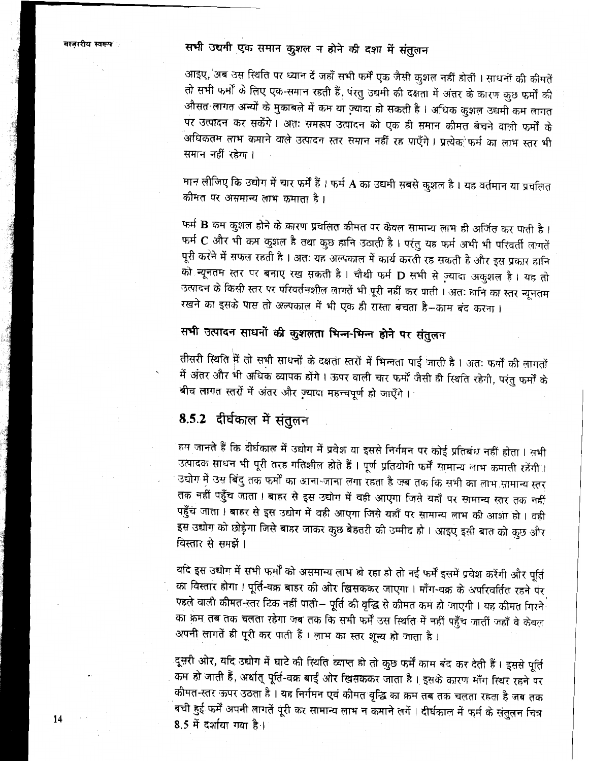### सभी उद्यमी एक समान कुशल न होने की दशा में संतुलन

आइए, अब उस स्थिति पर ध्यान दें जहाँ सभी फर्में एक जैसी कुशल नहीं होतीं। साधनों की कीमतें तो सभी फर्मों के लिए एक-समान रहती हैं, परंतु उद्यमी की दक्षता में अंतर के कारण कुछ फर्मों की औसत लागत अन्यों के मुकाबले में कम या ज़्यादा हो सकती है। अधिक कुशल उद्यमी कम लागत पर उत्पादन कर सकेंगे। अतः समरूप उत्पादन को एक ही समान कीमत बेचने वाली फर्मों के अधिकतम लाभ कमाने वाले उत्पादन स्तर समान नहीं रह पाएँगे। प्रत्येक फर्म का लाभ स्तर भी समान नहीं रहेगा।

मान लीजिए कि उद्योग में चार फर्में हैं। फर्म **A** का उद्यमी सबसे कुशल है। यह वर्तमान या प्रचलित कीमत पर असमान्य लाभ कमाता है।

फर्म **B** कम कुशल होने के कारण प्रचलित कीमत पर केवल सामान्य लाभ ही अर्जित कर पाती है। फर्म **C** और भी कम कुशल है तथा कुछ हानि उठाती है। परंतु यह फर्म अभी भी परिवर्ती लागतें पूरी करने में सफल रहती है। अतः यह अल्पकाल में कार्य करती रह सकती है और इस प्रकार हानि को न्यूनतम स्तर पर बनाए रख सकती है। चौथी फर्म **D** सभी से ज़्यादा अकुशल है। यह तो उत्पादन के किसी स्तर पर परिवर्तनशील लागतें भी पूरी नहीं कर पाती। अतः हानि का स्तर न्यूनतम रखने का इसके पास तो अल्पकाल में भी एक ही रास्ता बचता है—काम बंद करना।

### सभी उत्पादन साधनों की कुशलता भिन्न-भिन्न होने पर संतुलन

तीसरी स्थिति में तो सभी साधनों के दक्षता स्तरों में भिन्नता पाई जाती है। अतः फर्मों की लागतों में अंतर और भी अधिक व्यापक होंगे। ऊपर वाली चार फर्मों जैसी ही स्थिति रहेगी, परंतु फर्मों के बीच लागत स्तरों में अंतर और ज़्यादा महत्त्वपूर्ण हो जाएँगे।

## 8.5.2 दीर्घकाल में संतुलन

हम जानते हैं कि दीर्घकाल में उद्योग में प्रवेश या इससे निर्गमन पर कोई प्रतिबंध नहीं होता। सभी उत्पादक साधन भी पूरी तरह गतिशील होते हैं। पूर्ण प्रतियोगी फर्में सामान्य लाभ कमाती रहेंगी। उद्योग में उस बिंदु तक फर्मों का आना-जाना लगा रहता है जब तक कि सभी का लाभ सामान्य स्तर तक नहीं पहुँच जाता। बाहर से इस उद्योग में वही आएगा जिसे यहाँ पर सामान्य स्तर तक नहीं पहुँच जाता। बाहर से इस उद्योग में वही आएगा जिसे यहाँ पर सामान्य लाभ की आशा हो। वही इस उद्योग को छोड़ेगा जिसे बाहर जाकर कुछ बेहतरी की उम्मीद हो। आइए इसी बात को कुछ और विस्तार से समझें।

यदि इस उद्योग में सभी फर्मों को असमान्य लाभ हो रहा हो तो नई फर्में इसमें प्रवेश करेंगी और पूर्ति का विस्तार होगा। पूर्ति-वक्र बाहर की ओर खिसककर जाएगा। माँग-वक्र के अपरिवर्तित रहने पर पहले वाली कीमत-स्तर टिक नहीं पाती— पूर्ति की वृद्धि से कीमत कम हो जाएगी। यह कीमत गिरने का क्रम तब तक चलता रहेगा जब तक कि सभी फर्में उस स्थिति में नहीं पहुँच जातीं जहाँ वे केवल अपनी लागतें ही पूरी कर पाती हैं। लाभ का स्तर शून्य हो जाता है।

दूसरी ओर, यदि उद्योग में घाटे की स्थिति व्याप्त हो तो कुछ फर्में काम बंद कर देती हैं। इससे पूर्ति कम हो जाती हैं, अर्थात् पूर्ति-वक्र बाईं ओर खिसककर जाता है। इसके कारण माँग स्थिर रहने पर कीमत-स्तर ऊपर उठता है। यह निर्गमन एवं कीमत वृद्धि का क्रम तब तक चलता रहता है जब तक बची हुई फर्में अपनी लागतें पूरी कर सामान्य लाभ न कमाने लगें। दीर्घकाल में फर्म के संतुलन चित्र 8.5 में दर्शाया गया है।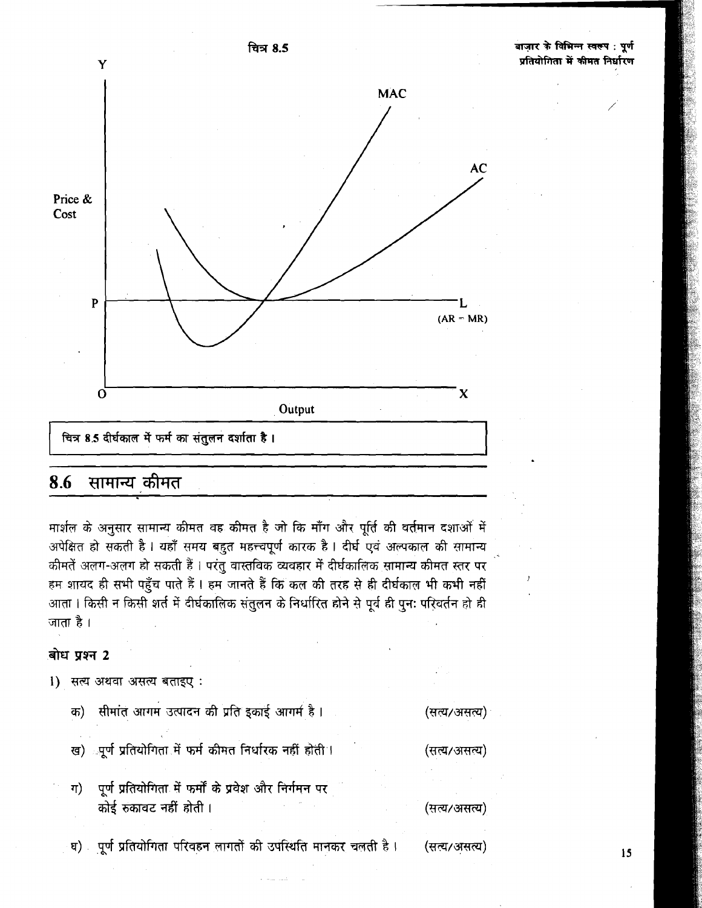चित्र 8.5

चित्र 8.5 दीर्घकाल में फर्म का संतुलन दर्शाता है।

## 8.6 सामान्य कीमत

मार्शल के अनुसार सामान्य कीमत वह कीमत है जो कि माँग और पूर्ति की वर्तमान दशाओं में अपेक्षित हो सकती है। यहाँ समय बहुत महत्त्वपूर्ण कारक है। दीर्घ एवं अल्पकाल की सामान्य कीमतें अलग-अलग हो सकती हैं। परंतु वास्तविक व्यवहार में दीर्घकालिक सामान्य कीमत स्तर पर हम शायद ही सभी पहुँच पाते हैं। हम जानते हैं कि कल की तरह से ही दीर्घकाल भी कभी नहीं आता। किसी न किसी शर्त में दीर्घकालिक संतुलन के निर्धारित होने से पूर्व ही पुनः परिवर्तन हो ही जाता है।

### बोध प्रश्न 2

1) सत्य अथवा असत्य बताइए :

क) सीमांत आगम उत्पादन की प्रति इकाई आगम है। (सत्य/असत्य)

ख) पूर्ण प्रतियोगिता में फर्म कीमत निर्धारक नहीं होती। (सत्य/असत्य)

ग) पूर्ण प्रतियोगिता में फर्मों के प्रवेश और निर्गमन पर कोई रुकावट नहीं होती। (सत्य/असत्य)

घ) पूर्ण प्रतियोगिता परिवहन लागतों की उपस्थिति मानकर चलती है। (सत्य/असत्य)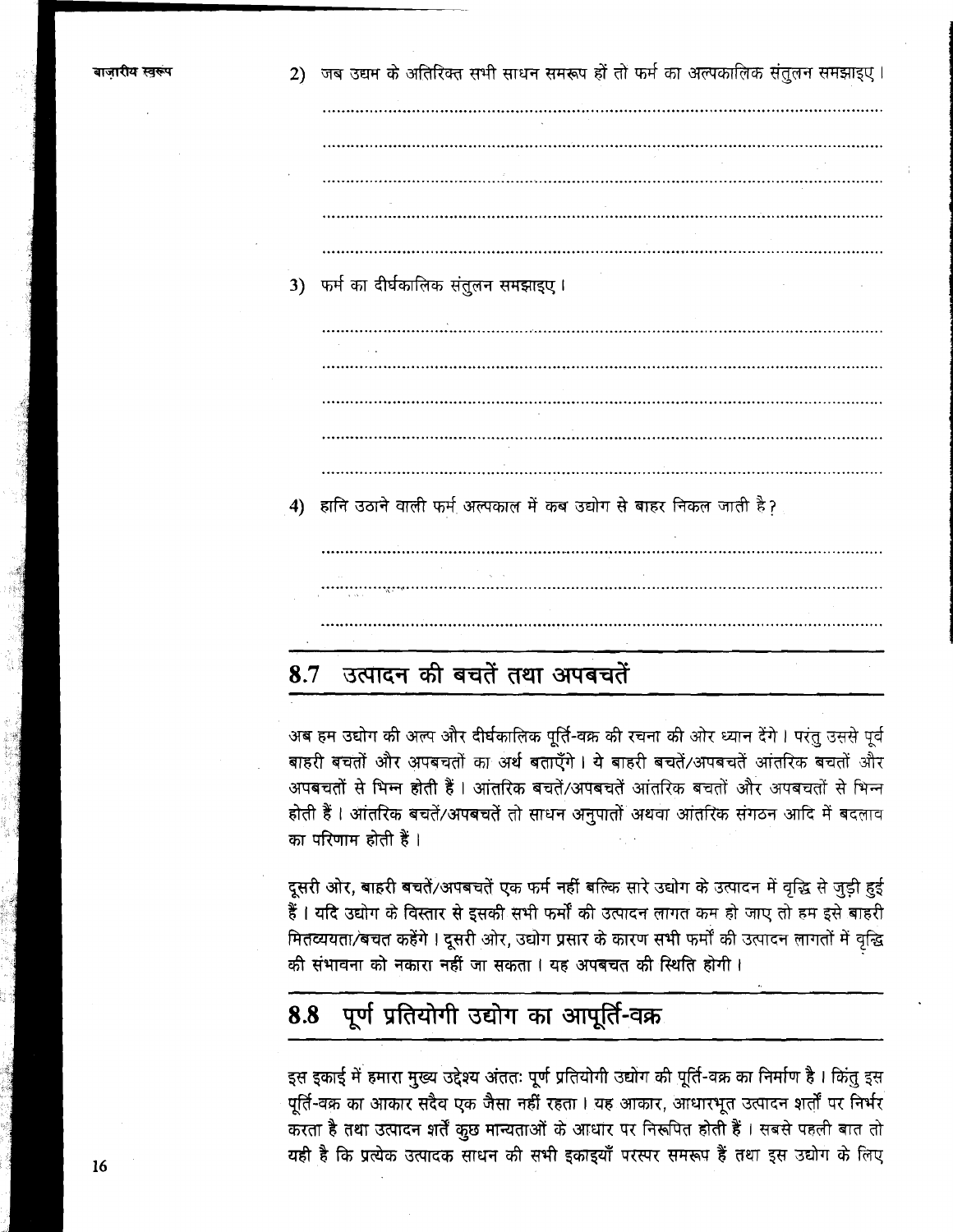2) जब उद्यम के अतिरिक्त सभी साधन समरूप हों तो फर्म का अल्पकालिक संतुलन समझाइए।

.................................................................................................................

.................................................................................................................

.................................................................................................................

.................................................................................................................

.................................................................................................................

3) फर्म का दीर्घकालिक संतुलन समझाइए।

.................................................................................................................

.................................................................................................................

.................................................................................................................

.................................................................................................................

.................................................................................................................

4) हानि उठाने वाली फर्म अल्पकाल में कब उद्योग से बाहर निकल जाती है?

.................................................................................................................

.................................................................................................................

.................................................................................................................

## 8.7 उत्पादन की बचतें तथा अपबचतें

अब हम उद्योग की अल्प और दीर्घकालिक पूर्ति-वक्र की रचना की ओर ध्यान देंगे। परंतु उससे पूर्व बाहरी बचतों और अपबचतों का अर्थ बताएँगे। ये बाहरी बचतें/अपबचतें आंतरिक बचतों और अपबचतों से भिन्न होती हैं। आंतरिक बचतें/अपबचतें आंतरिक बचतों और अपबचतों से भिन्न होती हैं। आंतरिक बचतें/अपबचतें तो साधन अनुपातों अथवा आंतरिक संगठन आदि में बदलाव का परिणाम होती हैं।

दूसरी ओर, बाहरी बचतें/अपबचतें एक फर्म नहीं बल्कि सारे उद्योग के उत्पादन में वृद्धि से जुड़ी हुई हैं। यदि उद्योग के विस्तार से इसकी सभी फर्मों की उत्पादन लागत कम हो जाए तो हम इसे बाहरी मितव्ययता/बचत कहेंगे। दूसरी ओर, उद्योग प्रसार के कारण सभी फर्मों की उत्पादन लागतों में वृद्धि की संभावना को नकारा नहीं जा सकता। यह अपबचत की स्थिति होगी।

## 8.8 पूर्ण प्रतियोगी उद्योग का आपूर्ति-वक्र

इस इकाई में हमारा मुख्य उद्देश्य अंततः पूर्ण प्रतियोगी उद्योग की पूर्ति-वक्र का निर्माण है। किंतु इस पूर्ति-वक्र का आकार सदैव एक जैसा नहीं रहता। यह आकार, आधारभूत उत्पादन शर्तों पर निर्भर करता है तथा उत्पादन शर्तें कुछ मान्यताओं के आधार पर निरूपित होती हैं। सबसे पहली बात तो यही है कि प्रत्येक उत्पादक साधन की सभी इकाइयाँ परस्पर समरूप हैं तथा इस उद्योग के लिए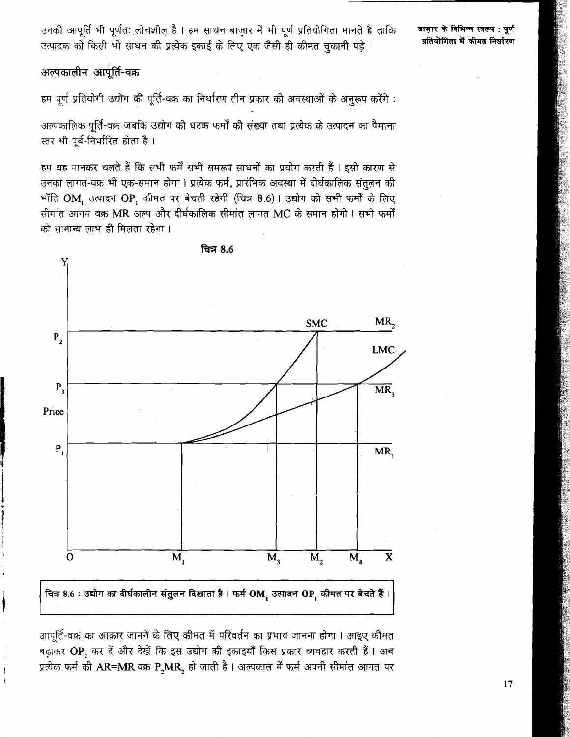उनकी आपूर्ति भी पूर्णतः लोचशील है। हम साधन बाज़ार में भी पूर्ण प्रतियोगिता मानते हैं ताकि उत्पादक को किसी भी साधन की प्रत्येक इकाई के लिए एक जैसी ही कीमत चुकानी पड़े।

### अल्पकालीन आपूर्ति-वक्र

हम पूर्ण प्रतियोगी उद्योग की पूर्ति-वक्र का निर्धारण तीन प्रकार की अवस्थाओं के अनुरूप करेंगे :

अल्पकालिक पूर्ति-वक्र जबकि उद्योग की घटक फर्मों की संख्या तथा प्रत्येक के उत्पादन का पैमाना स्तर भी पूर्व-निर्धारित होता है।

हम यह मानकर चलते हैं कि सभी फर्में सभी समरूप साधनों का प्रयोग करती हैं। इसी कारण से उनका लागत-वक्र भी एक-समान होगा। प्रत्येक फर्म, प्रारंभिक अवस्था में दीर्घकालिक संतुलन की भाँति $OM_1$ उत्पादन $OP_1$ कीमत पर बेचती रहेगी (चित्र 8.6)। उद्योग की सभी फर्मों के लिए सीमांत आगम वक्र MR अल्प और दीर्घकालिक सीमांत लागत MC के समान होगी। सभी फर्मों को सामान्य लाभ ही मिलता रहेगा।

चित्र 8.6

चित्र 8.6 : उद्योग का दीर्घकालीन संतुलन दिखाता है। फर्म $OM_1$ उत्पादन $OP_1$ कीमत पर बेचते हैं।

आपूर्ति-वक्र का आकार जानने के लिए कीमत में परिवर्तन का प्रभाव जानना होगा। आइए कीमत बढ़ाकर $OP_2$ कर दें और देखें कि इस उद्योग की इकाइयाँ किस प्रकार व्यवहार करती हैं। अब प्रत्येक फर्म की AR=MR वक्र $P_2MR_2$ हो जाती है। अल्पकाल में फर्म अपनी सीमांत आगत पर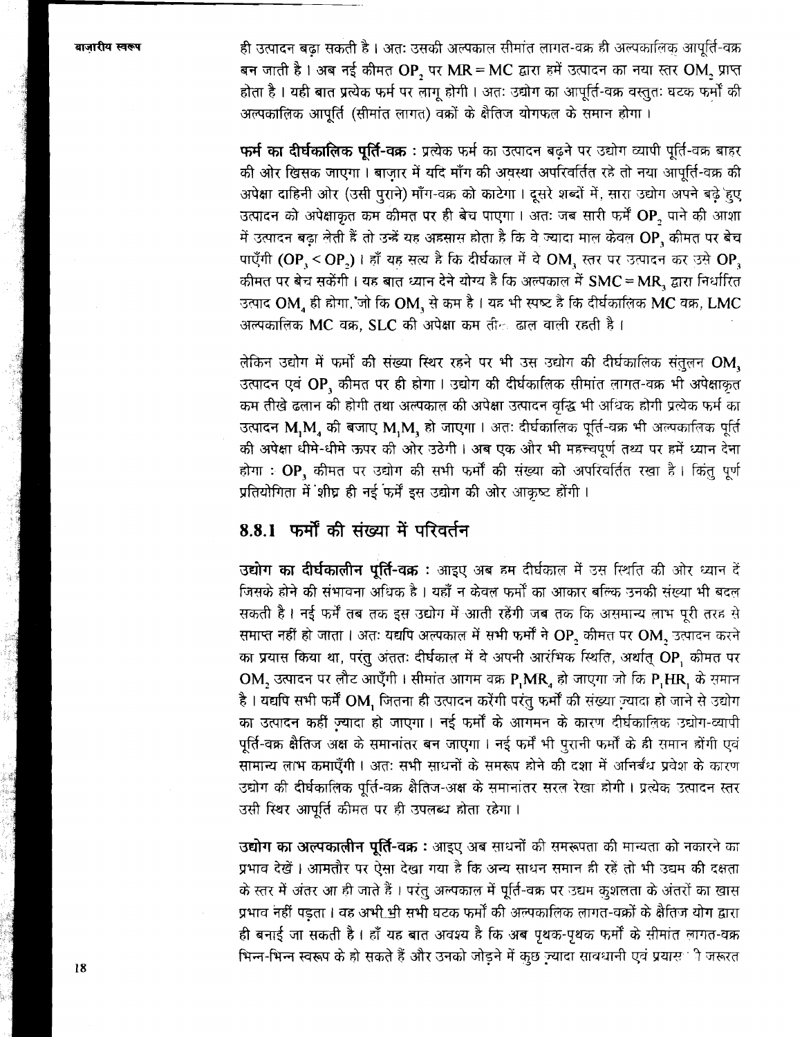ही उत्पादन बढ़ा सकती है। अतः उसकी अल्पकाल सीमांत लागत-वक्र ही अल्पकालिक आपूर्ति-वक्र बन जाती है। अब नई कीमत $OP_2$ पर MR = MC द्वारा हमें उत्पादन का नया स्तर $OM_2$ प्राप्त होता है। यही बात प्रत्येक फर्म पर लागू होगी। अतः उद्योग का आपूर्ति-वक्र वस्तुतः घटक फर्मों की अल्पकालिक आपूर्ति (सीमांत लागत) वक्रों के क्षैतिज योगफल के समान होगा।

**फर्म का दीर्घकालिक पूर्ति-वक्र :** प्रत्येक फर्म का उत्पादन बढ़ने पर उद्योग व्यापी पूर्ति-वक्र बाहर की ओर खिसक जाएगा। बाज़ार में यदि माँग की अवस्था अपरिवर्तित रहे तो नया आपूर्ति-वक्र की अपेक्षा दाहिनी ओर (उसी पुराने) माँग-वक्र को काटेगा। दूसरे शब्दों में, सारा उद्योग अपने बढ़े हुए उत्पादन को अपेक्षाकृत कम कीमत पर ही बेच पाएगा। अतः जब सारी फर्में $OP_2$ पाने की आशा में उत्पादन बढ़ा लेती हैं तो उन्हें यह अहसास होता है कि वे ज़्यादा माल केवल $OP_3$ कीमत पर बेच पाएँगी ($OP_3 < OP_2$)। हाँ यह सत्य है कि दीर्घकाल में वे $OM_3$ स्तर पर उत्पादन कर उसे $OP_3$ कीमत पर बेच सकेंगी। यह बात ध्यान देने योग्य है कि अल्पकाल में $SMC = MR_3$ द्वारा निर्धारित उत्पाद $OM_4$ ही होगा, जो कि $OM_3$ से कम है। यह भी स्पष्ट है कि दीर्घकालिक MC वक्र, LMC अल्पकालिक MC वक्र, SLC की अपेक्षा कम तीखे ढाल वाली रहती है।

लेकिन उद्योग में फर्मों की संख्या स्थिर रहने पर भी उस उद्योग की दीर्घकालिक संतुलन $OM_3$ उत्पादन एवं $OP_3$ कीमत पर ही होगा। उद्योग की दीर्घकालिक सीमांत लागत-वक्र भी अपेक्षाकृत कम तीखे ढलान की होगी तथा अल्पकाल की अपेक्षा उत्पादन वृद्धि भी अधिक होगी प्रत्येक फर्म का उत्पादन $M_1M_4$ की बजाए $M_1M_3$ हो जाएगा। अतः दीर्घकालिक पूर्ति-वक्र भी अल्पकालिक पूर्ति की अपेक्षा धीमे-धीमे ऊपर की ओर उठेगी। अब एक और भी महत्त्वपूर्ण तथ्य पर हमें ध्यान देना होगा : $OP_3$ कीमत पर उद्योग की सभी फर्मों की संख्या को अपरिवर्तित रखा है। किंतु पूर्ण प्रतियोगिता में शीघ्र ही नई फर्में इस उद्योग की ओर आकृष्ट होंगी।

## 8.8.1 फर्मों की संख्या में परिवर्तन

**उद्योग का दीर्घकालीन पूर्ति-वक्र :** आइए अब हम दीर्घकाल में उस स्थिति की ओर ध्यान दें जिसके होने की संभावना अधिक है। यहाँ न केवल फर्मों का आकार बल्कि उनकी संख्या भी बदल सकती है। नई फर्में तब तक इस उद्योग में आती रहेंगी जब तक कि असमान्य लाभ पूरी तरह से समाप्त नहीं हो जाता। अतः यद्यपि अल्पकाल में सभी फर्मों ने $OP_2$ कीमत पर $OM_2$ उत्पादन करने का प्रयास किया था, परंतु अंततः दीर्घकाल में वे अपनी आरंभिक स्थिति, अर्थात् $OP_1$ कीमत पर $OM_2$ उत्पादन पर लौट आएँगी। सीमांत आगम वक्र $P_1MR_4$ हो जाएगा जो कि $P_1HR_1$ के समान है। यद्यपि सभी फर्में $OM_1$ जितना ही उत्पादन करेंगी परंतु फर्मों की संख्या ज़्यादा हो जाने से उद्योग का उत्पादन कहीं ज़्यादा हो जाएगा। नई फर्मों के आगमन के कारण दीर्घकालिक उद्योग-व्यापी पूर्ति-वक्र क्षैतिज अक्ष के समानांतर बन जाएगा। नई फर्में भी पुरानी फर्मों के ही समान होंगी एवं सामान्य लाभ कमाएँगी। अतः सभी साधनों के समरूप होने की दशा में अनिर्बंध प्रवेश के कारण उद्योग की दीर्घकालिक पूर्ति-वक्र क्षैतिज-अक्ष के समानांतर सरल रेखा होगी। प्रत्येक उत्पादन स्तर उसी स्थिर आपूर्ति कीमत पर ही उपलब्ध होता रहेगा।

**उद्योग का अल्पकालीन पूर्ति-वक्र :** आइए अब साधनों की समरूपता की मान्यता को नकारने का प्रभाव देखें। आमतौर पर ऐसा देखा गया है कि अन्य साधन समान ही रहें तो भी उद्यम की दक्षता के स्तर में अंतर आ ही जाते हैं। परंतु अल्पकाल में पूर्ति-वक्र पर उद्यम कुशलता के अंतरों का खास प्रभाव नहीं पड़ता। वह अभी भी सभी घटक फर्मों की अल्पकालिक लागत-वक्रों के क्षैतिज योग द्वारा ही बनाई जा सकती है। हाँ यह बात अवश्य है कि अब पृथक-पृथक फर्मों के सीमांत लागत-वक्र भिन्न-भिन्न स्वरूप के हो सकते हैं और उनको जोड़ने में कुछ ज़्यादा सावधानी एवं प्रयास की जरूरत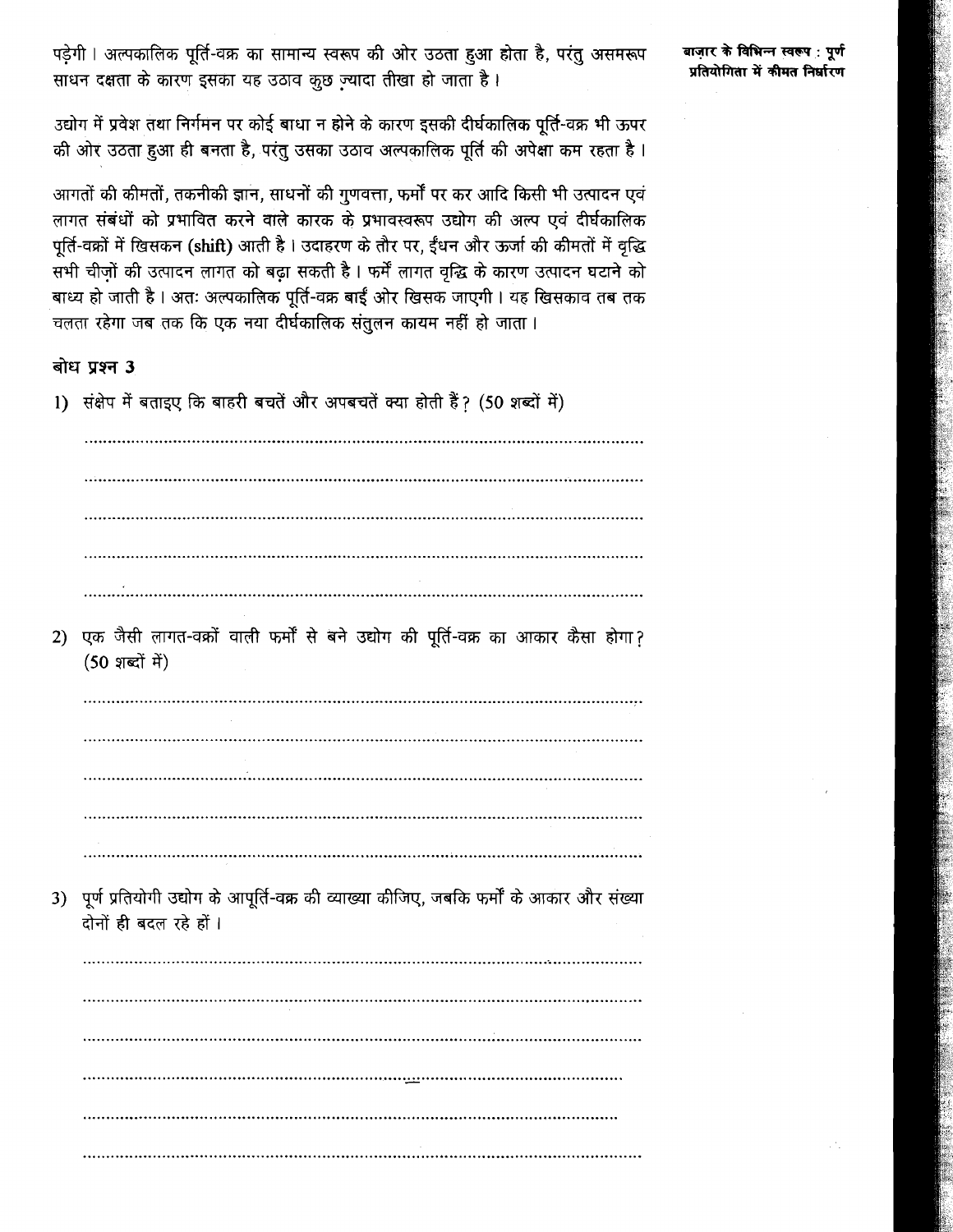पड़ेगी। अल्पकालिक पूर्ति-वक्र का सामान्य स्वरूप की ओर उठता हुआ होता है, परंतु असमरूप साधन दक्षता के कारण इसका यह उठाव कुछ ज़्यादा तीखा हो जाता है।

उद्योग में प्रवेश तथा निर्गमन पर कोई बाधा न होने के कारण इसकी दीर्घकालिक पूर्ति-वक्र भी ऊपर की ओर उठता हुआ ही बनता है, परंतु उसका उठाव अल्पकालिक पूर्ति की अपेक्षा कम रहता है।

आगतों की कीमतों, तकनीकी ज्ञान, साधनों की गुणवत्ता, फर्मों पर कर आदि किसी भी उत्पादन एवं लागत संबंधों को प्रभावित करने वाले कारक के प्रभावस्वरूप उद्योग की अल्प एवं दीर्घकालिक पूर्ति-वक्रों में खिसकन (**shift**) आती है। उदाहरण के तौर पर, ईंधन और ऊर्जा की कीमतों में वृद्धि सभी चीज़ों की उत्पादन लागत को बढ़ा सकती है। फर्में लागत वृद्धि के कारण उत्पादन घटाने को बाध्य हो जाती है। अतः अल्पकालिक पूर्ति-वक्र बाईं ओर खिसक जाएगी। यह खिसकाव तब तक चलता रहेगा जब तक कि एक नया दीर्घकालिक संतुलन कायम नहीं हो जाता।

### बोध प्रश्न 3

1) संक्षेप में बताइए कि बाहरी बचतें और अपबचतें क्या होती हैं? (50 शब्दों में)

..........................................................................................................

..........................................................................................................

..........................................................................................................

..........................................................................................................

..........................................................................................................

2) एक जैसी लागत-वक्रों वाली फर्मों से बने उद्योग की पूर्ति-वक्र का आकार कैसा होगा? (50 शब्दों में)

..........................................................................................................

..........................................................................................................

..........................................................................................................

..........................................................................................................

..........................................................................................................

3) पूर्ण प्रतियोगी उद्योग के आपूर्ति-वक्र की व्याख्या कीजिए, जबकि फर्मों के आकार और संख्या दोनों ही बदल रहे हों।

..........................................................................................................

..........................................................................................................

..........................................................................................................

..........................................................................................................

..........................................................................................................

..........................................................................................................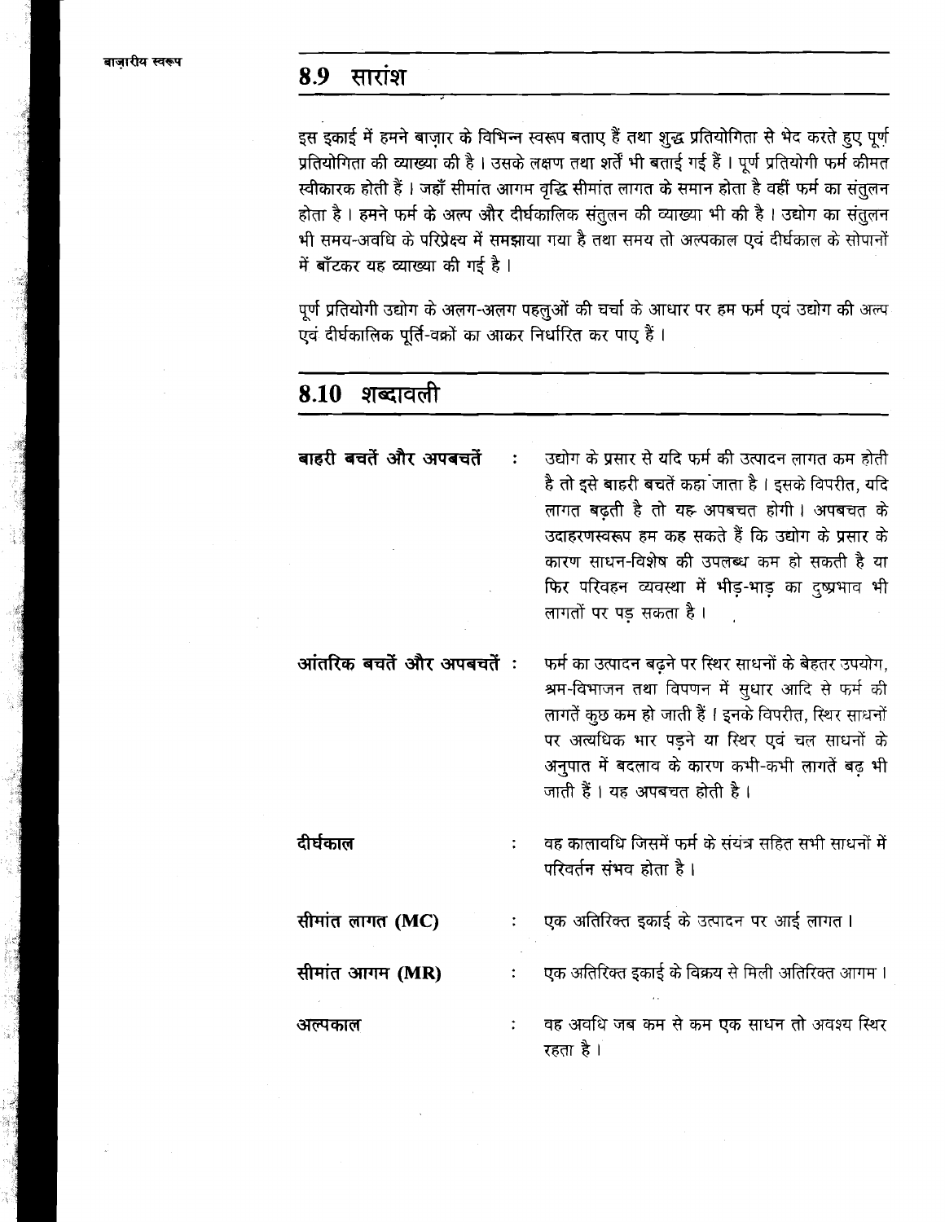## 8.9 सारांश

इस इकाई में हमने बाज़ार के विभिन्न स्वरूप बताए हैं तथा शुद्ध प्रतियोगिता से भेद करते हुए पूर्ण प्रतियोगिता की व्याख्या की है। उसके लक्षण तथा शर्तें भी बताई गई हैं। पूर्ण प्रतियोगी फर्म कीमत स्वीकारक होती हैं। जहाँ सीमांत आगम वृद्धि सीमांत लागत के समान होता है वहीं फर्म का संतुलन होता है। हमने फर्म के अल्प और दीर्घकालिक संतुलन की व्याख्या भी की है। उद्योग का संतुलन भी समय-अवधि के परिप्रेक्ष्य में समझाया गया है तथा समय तो अल्पकाल एवं दीर्घकाल के सोपानों में बाँटकर यह व्याख्या की गई है।

पूर्ण प्रतियोगी उद्योग के अलग-अलग पहलुओं की चर्चा के आधार पर हम फर्म एवं उद्योग की अल्प एवं दीर्घकालिक पूर्ति-वक्रों का आकर निर्धारित कर पाए हैं।

## 8.10 शब्दावली

**बाहरी बचतें और अपबचतें** : उद्योग के प्रसार से यदि फर्म की उत्पादन लागत कम होती है तो इसे बाहरी बचतें कहा जाता है। इसके विपरीत, यदि लागत बढ़ती है तो यह अपबचत होगी। अपबचत के उदाहरणस्वरूप हम कह सकते हैं कि उद्योग के प्रसार के कारण साधन-विशेष की उपलब्ध कम हो सकती है या फिर परिवहन व्यवस्था में भीड़-भाड़ का दुष्प्रभाव भी लागतों पर पड़ सकता है।

**आंतरिक बचतें और अपबचतें** : फर्म का उत्पादन बढ़ने पर स्थिर साधनों के बेहतर उपयोग, श्रम-विभाजन तथा विपणन में सुधार आदि से फर्म की लागतें कुछ कम हो जाती हैं। इनके विपरीत, स्थिर साधनों पर अत्यधिक भार पड़ने या स्थिर एवं चल साधनों के अनुपात में बदलाव के कारण कभी-कभी लागतें बढ़ भी जाती हैं। यह अपबचत होती है।

**दीर्घकाल** : वह कालावधि जिसमें फर्म के संयंत्र सहित सभी साधनों में परिवर्तन संभव होता है।

**सीमांत लागत (MC)** : एक अतिरिक्त इकाई के उत्पादन पर आई लागत।

**सीमांत आगम (MR)** : एक अतिरिक्त इकाई के विक्रय से मिली अतिरिक्त आगम।

**अल्पकाल** : वह अवधि जब कम से कम एक साधन तो अवश्य स्थिर रहता है।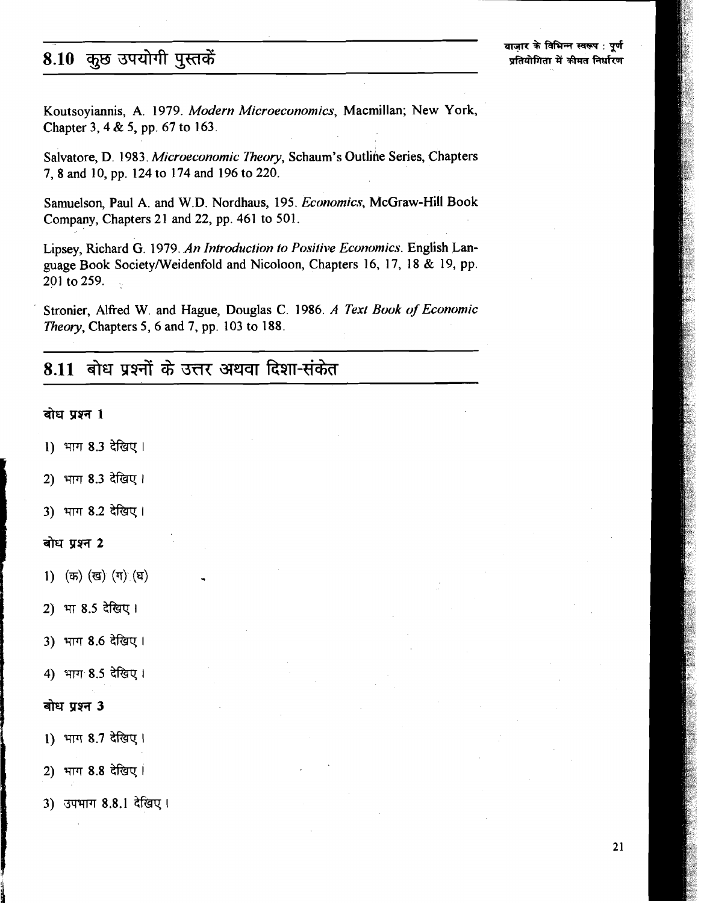## 8.10 कुछ उपयोगी पुस्तकें

Koutsoyiannis, A. 1979. *Modern Microeconomics*, Macmillan; New York, Chapter 3, 4 & 5, pp. 67 to 163.

Salvatore, D. 1983. *Microeconomic Theory*, Schaum's Outline Series, Chapters 7, 8 and 10, pp. 124 to 174 and 196 to 220.

Samuelson, Paul A. and W.D. Nordhaus, 195. *Economics*, McGraw-Hill Book Company, Chapters 21 and 22, pp. 461 to 501.

Lipsey, Richard G. 1979. *An Introduction to Positive Economics*. English Language Book Society/Weidenfold and Nicoloon, Chapters 16, 17, 18 & 19, pp. 201 to 259.

Stronier, Alfred W. and Hague, Douglas C. 1986. *A Text Book of Economic Theory*, Chapters 5, 6 and 7, pp. 103 to 188.

## 8.11 बोध प्रश्नों के उत्तर अथवा दिशा-संकेत

**बोध प्रश्न 1**

1) भाग 8.3 देखिए।

2) भाग 8.3 देखिए।

3) भाग 8.2 देखिए।

**बोध प्रश्न 2**

1) (क) (ख) (ग) (घ)

2) भा 8.5 देखिए।

3) भाग 8.6 देखिए।

4) भाग 8.5 देखिए।

**बोध प्रश्न 3**

1) भाग 8.7 देखिए।

2) भाग 8.8 देखिए।

3) उपभाग 8.8.1 देखिए।